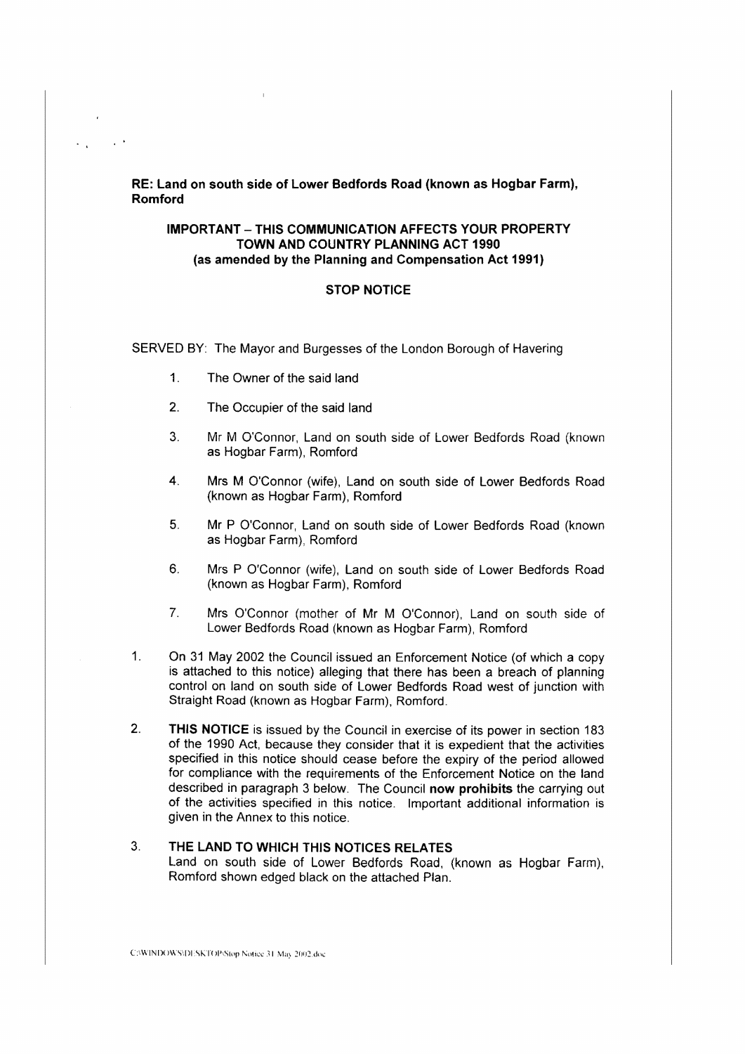**RE: Land on south side of Lower Bedfords Road (known as Hogbar Farm), Romford**

**IMPORTANT – THIS COMMUNICATION AFFECTS YOUR PROPERTY**
**TOWN AND COUNTRY PLANNING ACT 1990**
**(as amended by the Planning and Compensation Act 1991)**

**STOP NOTICE**

SERVED BY: The Mayor and Burgesses of the London Borough of Havering

1. The Owner of the said land
2. The Occupier of the said land
3. Mr M O'Connor, Land on south side of Lower Bedfords Road (known as Hogbar Farm), Romford
4. Mrs M O'Connor (wife), Land on south side of Lower Bedfords Road (known as Hogbar Farm), Romford
5. Mr P O'Connor, Land on south side of Lower Bedfords Road (known as Hogbar Farm), Romford
6. Mrs P O'Connor (wife), Land on south side of Lower Bedfords Road (known as Hogbar Farm), Romford
7. Mrs O'Connor (mother of Mr M O'Connor), Land on south side of Lower Bedfords Road (known as Hogbar Farm), Romford

1. On 31 May 2002 the Council issued an Enforcement Notice (of which a copy is attached to this notice) alleging that there has been a breach of planning control on land on south side of Lower Bedfords Road west of junction with Straight Road (known as Hogbar Farm), Romford.

2. **THIS NOTICE** is issued by the Council in exercise of its power in section 183 of the 1990 Act, because they consider that it is expedient that the activities specified in this notice should cease before the expiry of the period allowed for compliance with the requirements of the Enforcement Notice on the land described in paragraph 3 below. The Council **now prohibits** the carrying out of the activities specified in this notice. Important additional information is given in the Annex to this notice.

3. **THE LAND TO WHICH THIS NOTICES RELATES**
Land on south side of Lower Bedfords Road, (known as Hogbar Farm), Romford shown edged black on the attached Plan.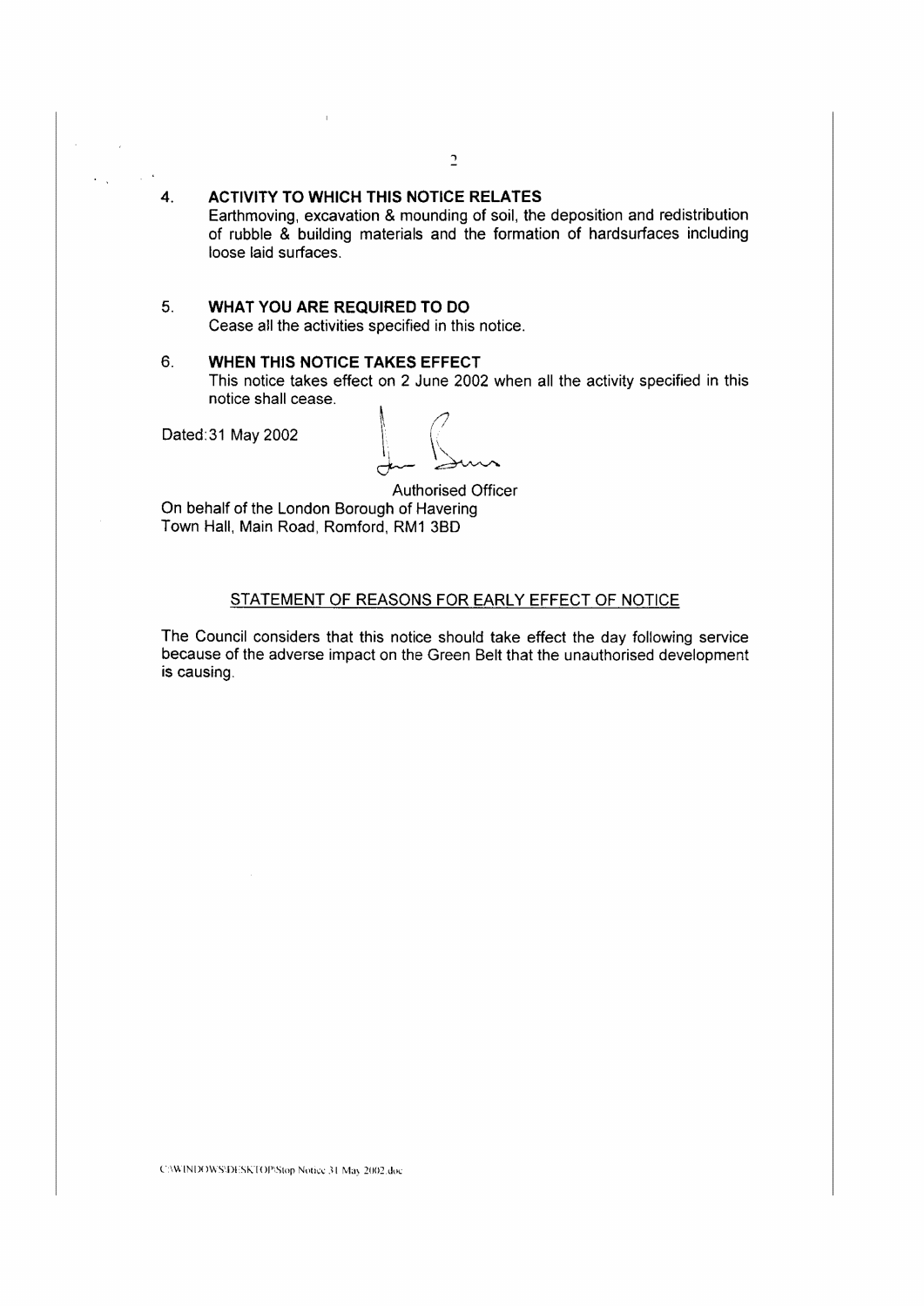## 4. ACTIVITY TO WHICH THIS NOTICE RELATES

Earthmoving, excavation & mounding of soil, the deposition and redistribution of rubble & building materials and the formation of hardsurfaces including loose laid surfaces.

## 5. WHAT YOU ARE REQUIRED TO DO

Cease all the activities specified in this notice.

## 6. WHEN THIS NOTICE TAKES EFFECT

This notice takes effect on 2 June 2002 when all the activity specified in this notice shall cease.

Dated: 31 May 2002

Authorised Officer

On behalf of the London Borough of Havering
Town Hall, Main Road, Romford, RM1 3BD

### STATEMENT OF REASONS FOR EARLY EFFECT OF NOTICE

The Council considers that this notice should take effect the day following service because of the adverse impact on the Green Belt that the unauthorised development is causing.

C:\WINDOWS\DESKTOP\Stop Notice 31 May 2002.doc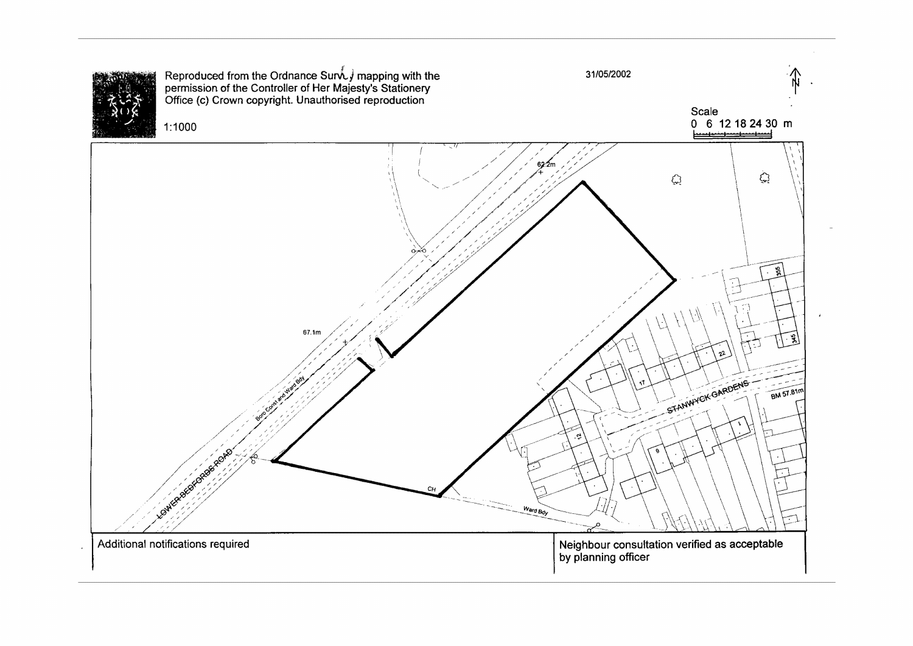Reproduced from the Ordnance Survey mapping with the permission of the Controller of Her Majesty's Stationery Office (c) Crown copyright. Unauthorised reproduction

1:1000

31/05/2002

N

Scale

0 6 12 18 24 30 m

62.2m

67.1m

Boro Const and Ward Bdy

LOWER BEDFORDS ROAD

CH

Ward Bdy

STANWYCK GARDENS

BM 57.81m

355

345

22

17

12

9

1

Additional notifications required

Neighbour consultation verified as acceptable by planning officer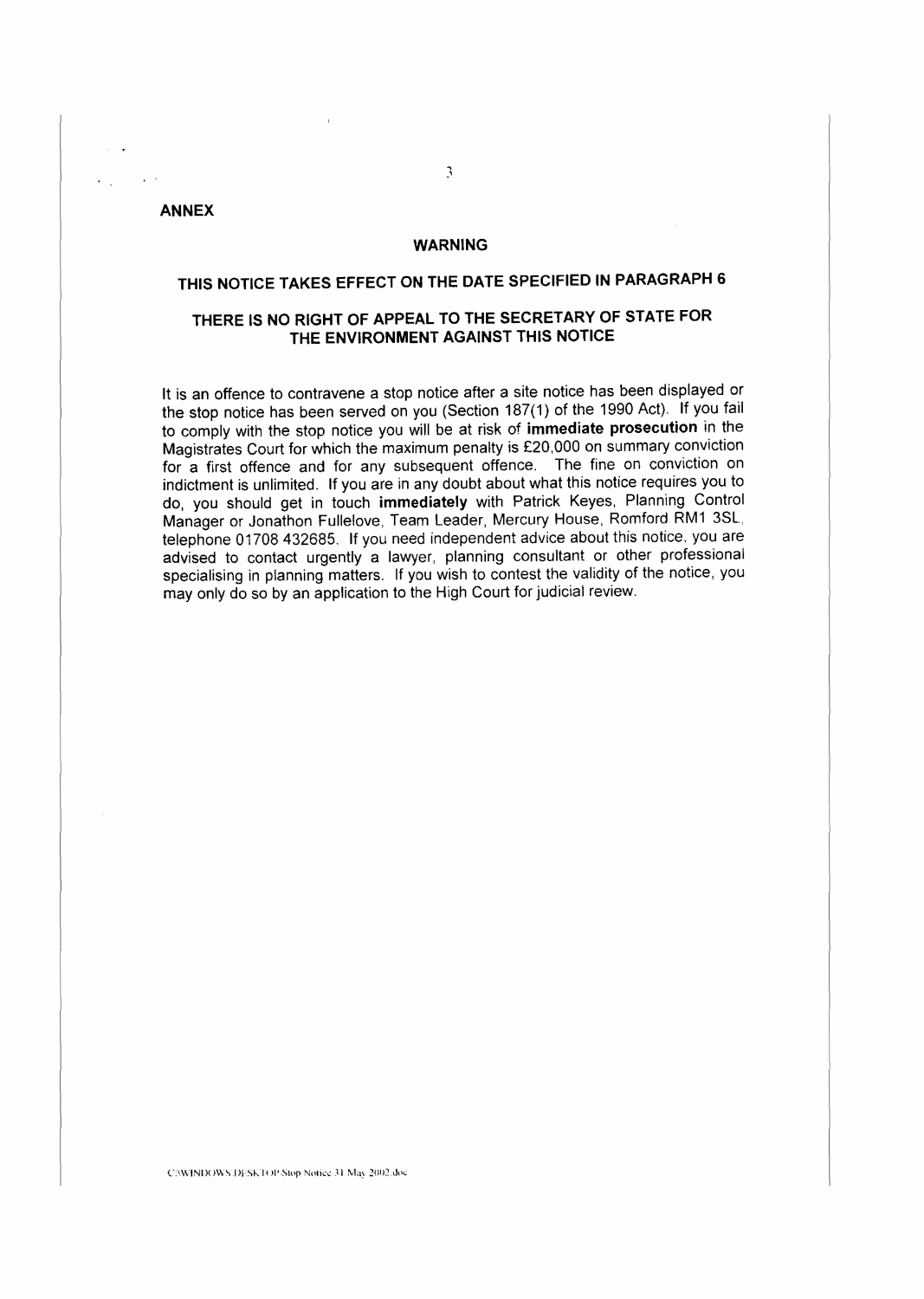## ANNEX

### WARNING

### THIS NOTICE TAKES EFFECT ON THE DATE SPECIFIED IN PARAGRAPH 6

### THERE IS NO RIGHT OF APPEAL TO THE SECRETARY OF STATE FOR THE ENVIRONMENT AGAINST THIS NOTICE

It is an offence to contravene a stop notice after a site notice has been displayed or the stop notice has been served on you (Section 187(1) of the 1990 Act). If you fail to comply with the stop notice you will be at risk of **immediate prosecution** in the Magistrates Court for which the maximum penalty is £20,000 on summary conviction for a first offence and for any subsequent offence. The fine on conviction on indictment is unlimited. If you are in any doubt about what this notice requires you to do, you should get in touch **immediately** with Patrick Keyes, Planning Control Manager or Jonathon Fullelove, Team Leader, Mercury House, Romford RM1 3SL, telephone 01708 432685. If you need independent advice about this notice, you are advised to contact urgently a lawyer, planning consultant or other professional specialising in planning matters. If you wish to contest the validity of the notice, you may only do so by an application to the High Court for judicial review.